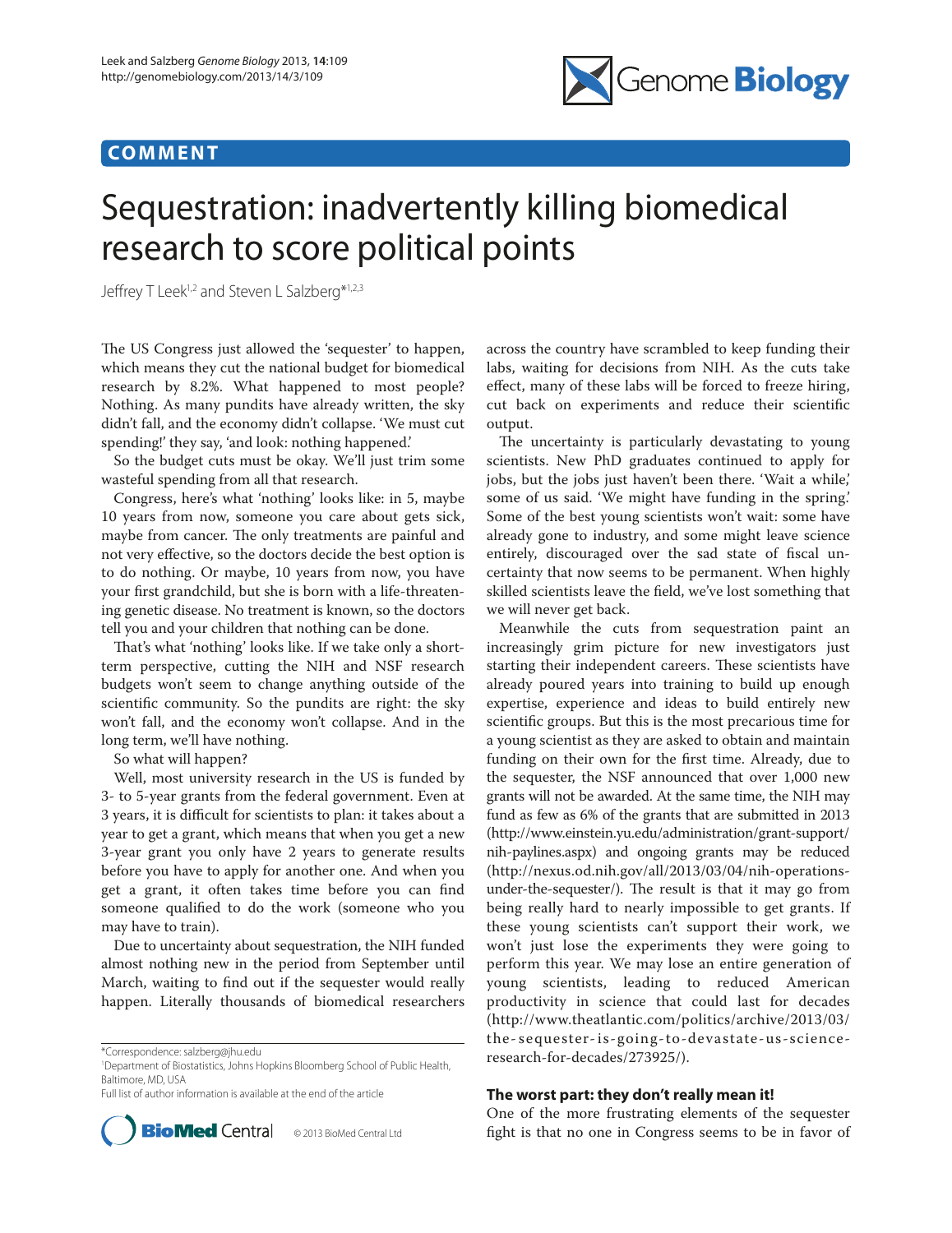COMMENT

# Sequestration: inadvertently killing biomedical research to score political points

Jeffrey T Leek[1,2] and Steven L Salzberg*[1,2,3]

The US Congress just allowed the 'sequester' to happen, which means they cut the national budget for biomedical research by 8.2%. What happened to most people? Nothing. As many pundits have already written, the sky didn't fall, and the economy didn't collapse. 'We must cut spending!' they say, 'and look: nothing happened.'

So the budget cuts must be okay. We'll just trim some wasteful spending from all that research.

Congress, here's what 'nothing' looks like: in 5, maybe 10 years from now, someone you care about gets sick, maybe from cancer. The only treatments are painful and not very effective, so the doctors decide the best option is to do nothing. Or maybe, 10 years from now, you have your first grandchild, but she is born with a life-threatening genetic disease. No treatment is known, so the doctors tell you and your children that nothing can be done.

That's what 'nothing' looks like. If we take only a short-term perspective, cutting the NIH and NSF research budgets won't seem to change anything outside of the scientific community. So the pundits are right: the sky won't fall, and the economy won't collapse. And in the long term, we'll have nothing.

So what will happen?

Well, most university research in the US is funded by 3- to 5-year grants from the federal government. Even at 3 years, it is difficult for scientists to plan: it takes about a year to get a grant, which means that when you get a new 3-year grant you only have 2 years to generate results before you have to apply for another one. And when you get a grant, it often takes time before you can find someone qualified to do the work (someone who you may have to train).

Due to uncertainty about sequestration, the NIH funded almost nothing new in the period from September until March, waiting to find out if the sequester would really happen. Literally thousands of biomedical researchers across the country have scrambled to keep funding their labs, waiting for decisions from NIH. As the cuts take effect, many of these labs will be forced to freeze hiring, cut back on experiments and reduce their scientific output.

The uncertainty is particularly devastating to young scientists. New PhD graduates continued to apply for jobs, but the jobs just haven't been there. 'Wait a while,' some of us said. 'We might have funding in the spring.' Some of the best young scientists won't wait: some have already gone to industry, and some might leave science entirely, discouraged over the sad state of fiscal uncertainty that now seems to be permanent. When highly skilled scientists leave the field, we've lost something that we will never get back.

Meanwhile the cuts from sequestration paint an increasingly grim picture for new investigators just starting their independent careers. These scientists have already poured years into training to build up enough expertise, experience and ideas to build entirely new scientific groups. But this is the most precarious time for a young scientist as they are asked to obtain and maintain funding on their own for the first time. Already, due to the sequester, the NSF announced that over 1,000 new grants will not be awarded. At the same time, the NIH may fund as few as 6% of the grants that are submitted in 2013 (http://www.einstein.yu.edu/administration/grant-support/nih-paylines.aspx) and ongoing grants may be reduced (http://nexus.od.nih.gov/all/2013/03/04/nih-operations-under-the-sequester/). The result is that it may go from being really hard to nearly impossible to get grants. If these young scientists can't support their work, we won't just lose the experiments they were going to perform this year. We may lose an entire generation of young scientists, leading to reduced American productivity in science that could last for decades (http://www.theatlantic.com/politics/archive/2013/03/the-sequester-is-going-to-devastate-us-science-research-for-decades/273925/).

## The worst part: they don't really mean it!

One of the more frustrating elements of the sequester fight is that no one in Congress seems to be in favor of

*Correspondence: salzberg@jhu.edu
[1]Department of Biostatistics, Johns Hopkins Bloomberg School of Public Health, Baltimore, MD, USA
Full list of author information is available at the end of the article

© 2013 BioMed Central Ltd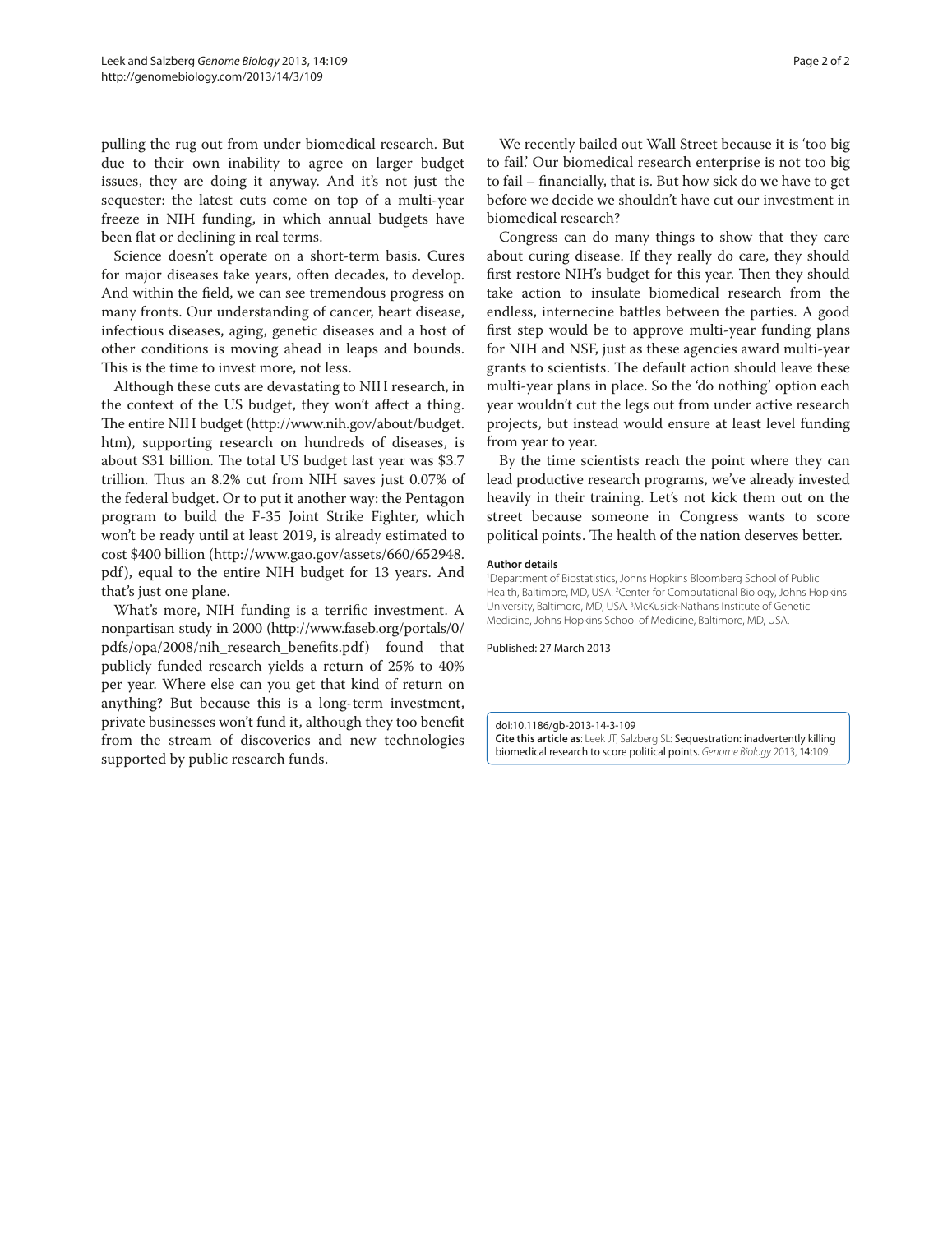pulling the rug out from under biomedical research. But due to their own inability to agree on larger budget issues, they are doing it anyway. And it's not just the sequester: the latest cuts come on top of a multi-year freeze in NIH funding, in which annual budgets have been flat or declining in real terms.

Science doesn't operate on a short-term basis. Cures for major diseases take years, often decades, to develop. And within the field, we can see tremendous progress on many fronts. Our understanding of cancer, heart disease, infectious diseases, aging, genetic diseases and a host of other conditions is moving ahead in leaps and bounds. This is the time to invest more, not less.

Although these cuts are devastating to NIH research, in the context of the US budget, they won't affect a thing. The entire NIH budget (http://www.nih.gov/about/budget.htm), supporting research on hundreds of diseases, is about $31 billion. The total US budget last year was $3.7 trillion. Thus an 8.2% cut from NIH saves just 0.07% of the federal budget. Or to put it another way: the Pentagon program to build the F-35 Joint Strike Fighter, which won't be ready until at least 2019, is already estimated to cost $400 billion (http://www.gao.gov/assets/660/652948.pdf), equal to the entire NIH budget for 13 years. And that's just one plane.

What's more, NIH funding is a terrific investment. A nonpartisan study in 2000 (http://www.faseb.org/portals/0/pdfs/opa/2008/nih_research_benefits.pdf) found that publicly funded research yields a return of 25% to 40% per year. Where else can you get that kind of return on anything? But because this is a long-term investment, private businesses won't fund it, although they too benefit from the stream of discoveries and new technologies supported by public research funds.

We recently bailed out Wall Street because it is 'too big to fail.' Our biomedical research enterprise is not too big to fail – financially, that is. But how sick do we have to get before we decide we shouldn't have cut our investment in biomedical research?

Congress can do many things to show that they care about curing disease. If they really do care, they should first restore NIH's budget for this year. Then they should take action to insulate biomedical research from the endless, internecine battles between the parties. A good first step would be to approve multi-year funding plans for NIH and NSF, just as these agencies award multi-year grants to scientists. The default action should leave these multi-year plans in place. So the 'do nothing' option each year wouldn't cut the legs out from under active research projects, but instead would ensure at least level funding from year to year.

By the time scientists reach the point where they can lead productive research programs, we've already invested heavily in their training. Let's not kick them out on the street because someone in Congress wants to score political points. The health of the nation deserves better.

**Author details**

[1]Department of Biostatistics, Johns Hopkins Bloomberg School of Public Health, Baltimore, MD, USA. [2]Center for Computational Biology, Johns Hopkins University, Baltimore, MD, USA. [3]McKusick-Nathans Institute of Genetic Medicine, Johns Hopkins School of Medicine, Baltimore, MD, USA.

Published: 27 March 2013

doi:10.1186/gb-2013-14-3-109

**Cite this article as**: Leek JT, Salzberg SL: Sequestration: inadvertently killing biomedical research to score political points. *Genome Biology* 2013, **14**:109.